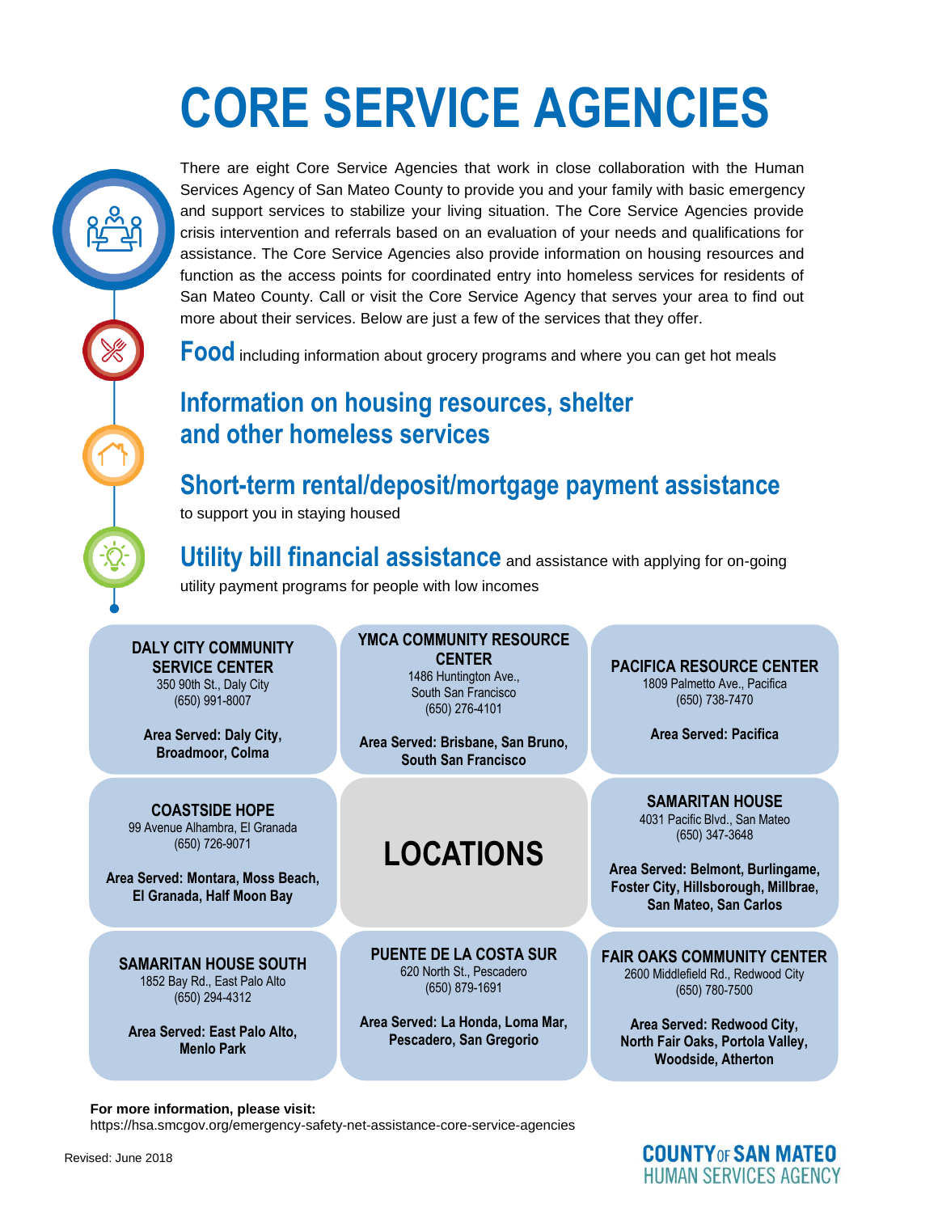# CORE SERVICE AGENCIES

There are eight Core Service Agencies that work in close collaboration with the Human Services Agency of San Mateo County to provide you and your family with basic emergency and support services to stabilize your living situation. The Core Service Agencies provide crisis intervention and referrals based on an evaluation of your needs and qualifications for assistance. The Core Service Agencies also provide information on housing resources and function as the access points for coordinated entry into homeless services for residents of San Mateo County. Call or visit the Core Service Agency that serves your area to find out more about their services. Below are just a few of the services that they offer.

**Food** including information about grocery programs and where you can get hot meals

## Information on housing resources, shelter and other homeless services

## Short-term rental/deposit/mortgage payment assistance

to support you in staying housed

**Utility bill financial assistance** and assistance with applying for on-going utility payment programs for people with low incomes

## LOCATIONS

**DALY CITY COMMUNITY SERVICE CENTER**
350 90th St., Daly City
(650) 991-8007

**Area Served: Daly City, Broadmoor, Colma**

**YMCA COMMUNITY RESOURCE CENTER**
1486 Huntington Ave., South San Francisco
(650) 276-4101

**Area Served: Brisbane, San Bruno, South San Francisco**

**PACIFICA RESOURCE CENTER**
1809 Palmetto Ave., Pacifica
(650) 738-7470

**Area Served: Pacifica**

**COASTSIDE HOPE**
99 Avenue Alhambra, El Granada
(650) 726-9071

**Area Served: Montara, Moss Beach, El Granada, Half Moon Bay**

**SAMARITAN HOUSE**
4031 Pacific Blvd., San Mateo
(650) 347-3648

**Area Served: Belmont, Burlingame, Foster City, Hillsborough, Millbrae, San Mateo, San Carlos**

**SAMARITAN HOUSE SOUTH**
1852 Bay Rd., East Palo Alto
(650) 294-4312

**Area Served: East Palo Alto, Menlo Park**

**PUENTE DE LA COSTA SUR**
620 North St., Pescadero
(650) 879-1691

**Area Served: La Honda, Loma Mar, Pescadero, San Gregorio**

**FAIR OAKS COMMUNITY CENTER**
2600 Middlefield Rd., Redwood City
(650) 780-7500

**Area Served: Redwood City, North Fair Oaks, Portola Valley, Woodside, Atherton**

**For more information, please visit:**
https://hsa.smcgov.org/emergency-safety-net-assistance-core-service-agencies

Revised: June 2018

COUNTY OF SAN MATEO
HUMAN SERVICES AGENCY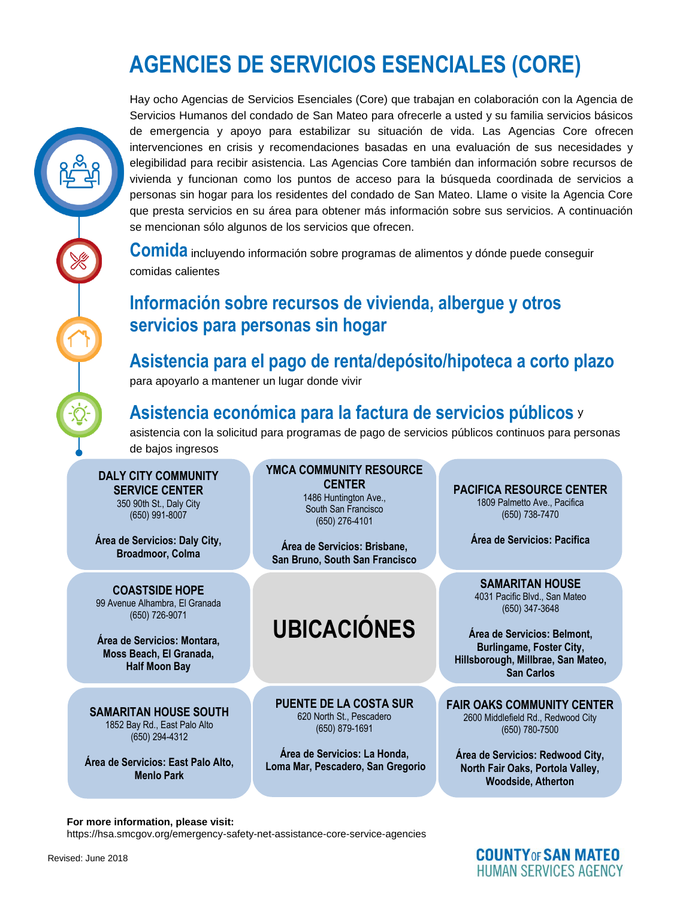# AGENCIES DE SERVICIOS ESENCIALES (CORE)

Hay ocho Agencias de Servicios Esenciales (Core) que trabajan en colaboración con la Agencia de Servicios Humanos del condado de San Mateo para ofrecerle a usted y su familia servicios básicos de emergencia y apoyo para estabilizar su situación de vida. Las Agencias Core ofrecen intervenciones en crisis y recomendaciones basadas en una evaluación de sus necesidades y elegibilidad para recibir asistencia. Las Agencias Core también dan información sobre recursos de vivienda y funcionan como los puntos de acceso para la búsqueda coordinada de servicios a personas sin hogar para los residentes del condado de San Mateo. Llame o visite la Agencia Core que presta servicios en su área para obtener más información sobre sus servicios. A continuación se mencionan sólo algunos de los servicios que ofrecen.

**Comida** incluyendo información sobre programas de alimentos y dónde puede conseguir comidas calientes

**Información sobre recursos de vivienda, albergue y otros servicios para personas sin hogar**

**Asistencia para el pago de renta/depósito/hipoteca a corto plazo** para apoyarlo a mantener un lugar donde vivir

**Asistencia económica para la factura de servicios públicos** y asistencia con la solicitud para programas de pago de servicios públicos continuos para personas de bajos ingresos

## UBICACIÓNES

**DALY CITY COMMUNITY SERVICE CENTER**
350 90th St., Daly City
(650) 991-8007

**Área de Servicios: Daly City, Broadmoor, Colma**

**YMCA COMMUNITY RESOURCE CENTER**
1486 Huntington Ave., South San Francisco
(650) 276-4101

**Área de Servicios: Brisbane, San Bruno, South San Francisco**

**PACIFICA RESOURCE CENTER**
1809 Palmetto Ave., Pacifica
(650) 738-7470

**Área de Servicios: Pacifica**

**COASTSIDE HOPE**
99 Avenue Alhambra, El Granada
(650) 726-9071

**Área de Servicios: Montara, Moss Beach, El Granada, Half Moon Bay**

**SAMARITAN HOUSE**
4031 Pacific Blvd., San Mateo
(650) 347-3648

**Área de Servicios: Belmont, Burlingame, Foster City, Hillsborough, Millbrae, San Mateo, San Carlos**

**SAMARITAN HOUSE SOUTH**
1852 Bay Rd., East Palo Alto
(650) 294-4312

**Área de Servicios: East Palo Alto, Menlo Park**

**PUENTE DE LA COSTA SUR**
620 North St., Pescadero
(650) 879-1691

**Área de Servicios: La Honda, Loma Mar, Pescadero, San Gregorio**

**FAIR OAKS COMMUNITY CENTER**
2600 Middlefield Rd., Redwood City
(650) 780-7500

**Área de Servicios: Redwood City, North Fair Oaks, Portola Valley, Woodside, Atherton**

**For more information, please visit:**
https://hsa.smcgov.org/emergency-safety-net-assistance-core-service-agencies

Revised: June 2018

COUNTY OF SAN MATEO
HUMAN SERVICES AGENCY